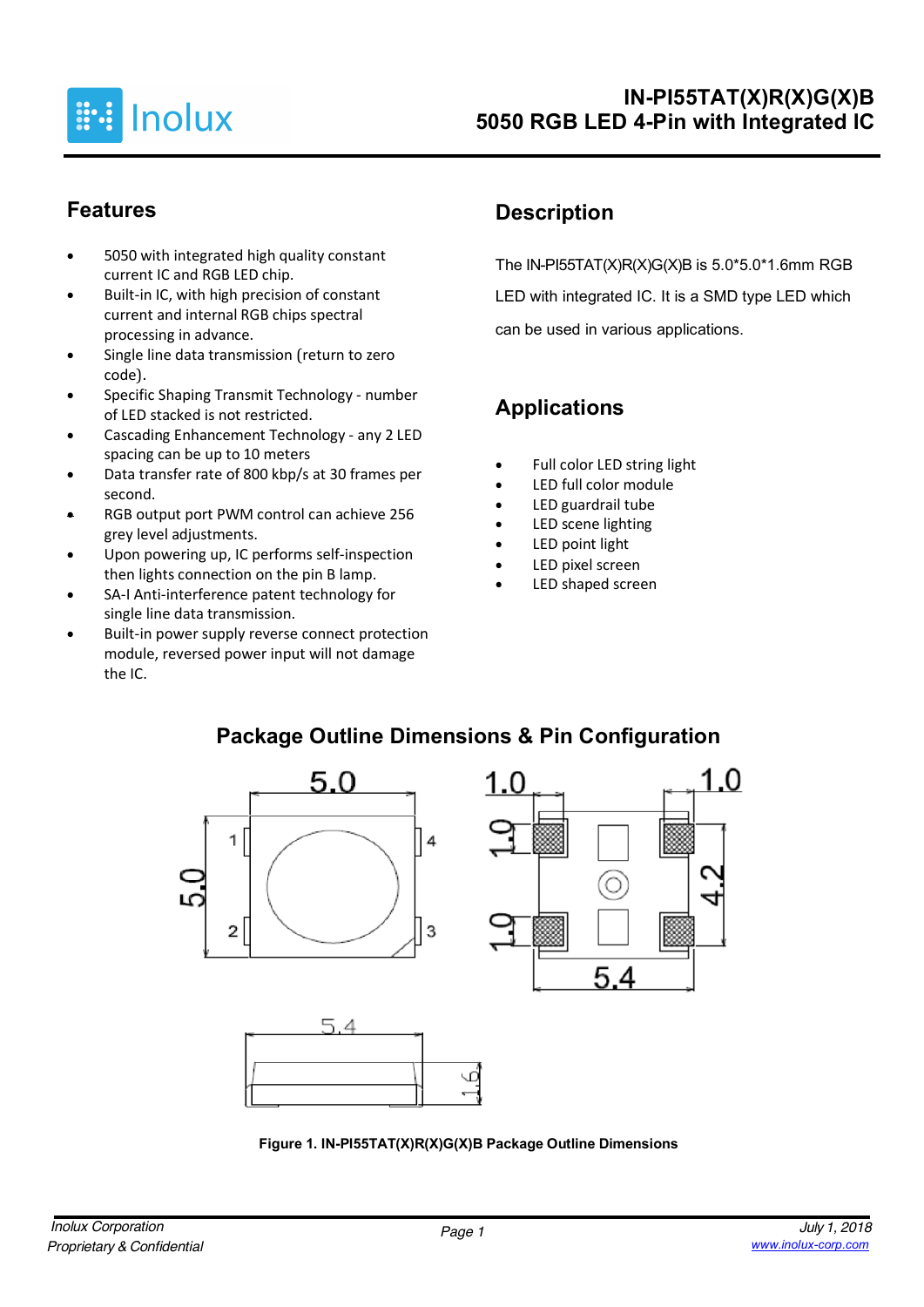# IN-PI55TAT(X)R(X)G(X)B
## 5050 RGB LED 4-Pin with Integrated IC

## Features

- 5050 with integrated high quality constant current IC and RGB LED chip.
- Built-in IC, with high precision of constant current and internal RGB chips spectral processing in advance.
- Single line data transmission (return to zero code).
- Specific Shaping Transmit Technology - number of LED stacked is not restricted.
- Cascading Enhancement Technology - any 2 LED spacing can be up to 10 meters
- Data transfer rate of 800 kbp/s at 30 frames per second.
- RGB output port PWM control can achieve 256 grey level adjustments.
- Upon powering up, IC performs self-inspection then lights connection on the pin B lamp.
- SA-I Anti-interference patent technology for single line data transmission.
- Built-in power supply reverse connect protection module, reversed power input will not damage the IC.

## Description

The IN-PI55TAT(X)R(X)G(X)B is 5.0*5.0*1.6mm RGB LED with integrated IC. It is a SMD type LED which can be used in various applications.

## Applications

- Full color LED string light
- LED full color module
- LED guardrail tube
- LED scene lighting
- LED point light
- LED pixel screen
- LED shaped screen

## Package Outline Dimensions & Pin Configuration

**Figure 1. IN-PI55TAT(X)R(X)G(X)B Package Outline Dimensions**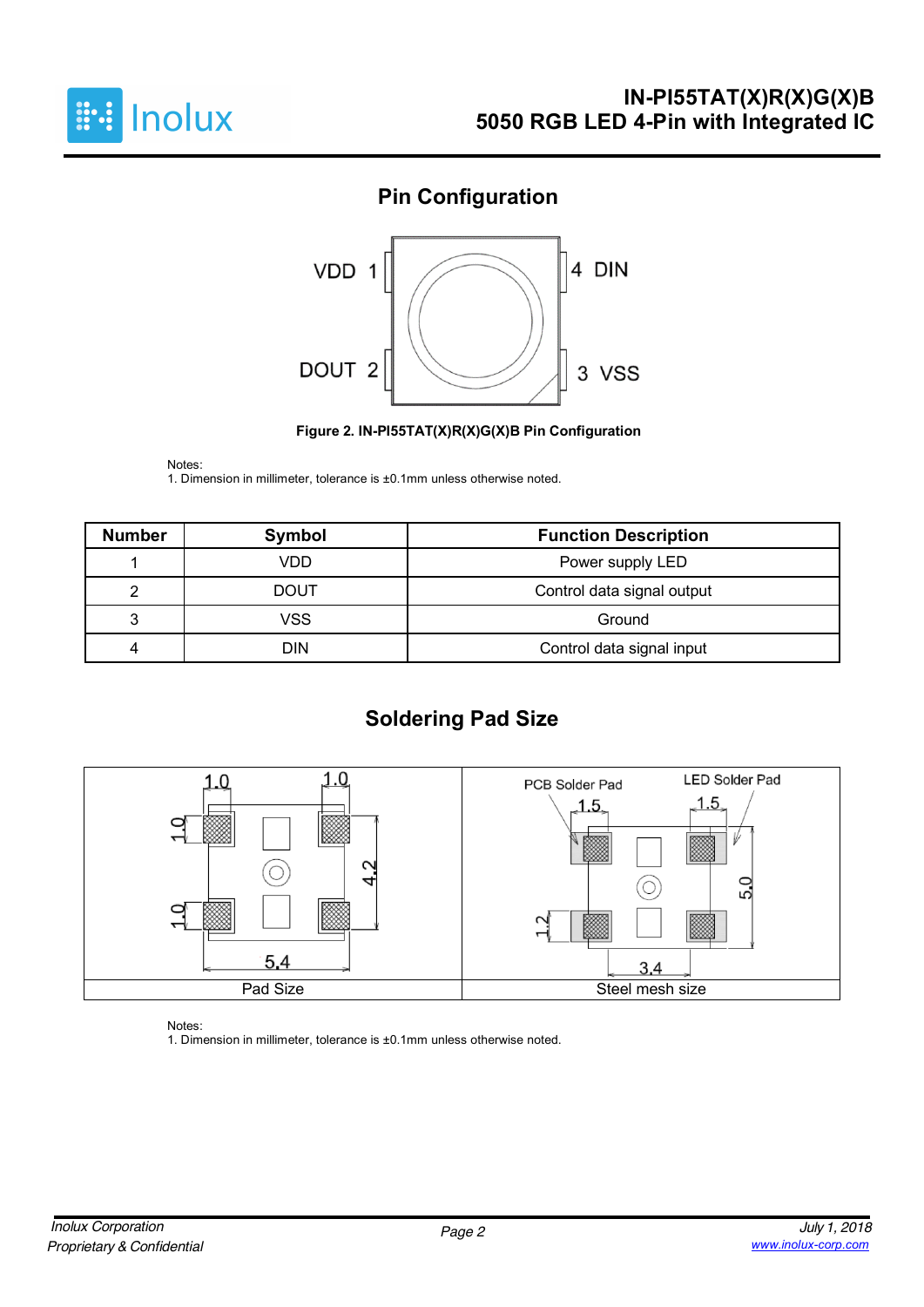## Pin Configuration

Figure 2. IN-PI55TAT(X)R(X)G(X)B Pin Configuration

Notes:
1. Dimension in millimeter, tolerance is ±0.1mm unless otherwise noted.

| Number | Symbol | Function Description |
|---|---|---|
| 1 | VDD | Power supply LED |
| 2 | DOUT | Control data signal output |
| 3 | VSS | Ground |
| 4 | DIN | Control data signal input |

## Soldering Pad Size

| Pad Size | Steel mesh size |
|---|---|

Notes:
1. Dimension in millimeter, tolerance is ±0.1mm unless otherwise noted.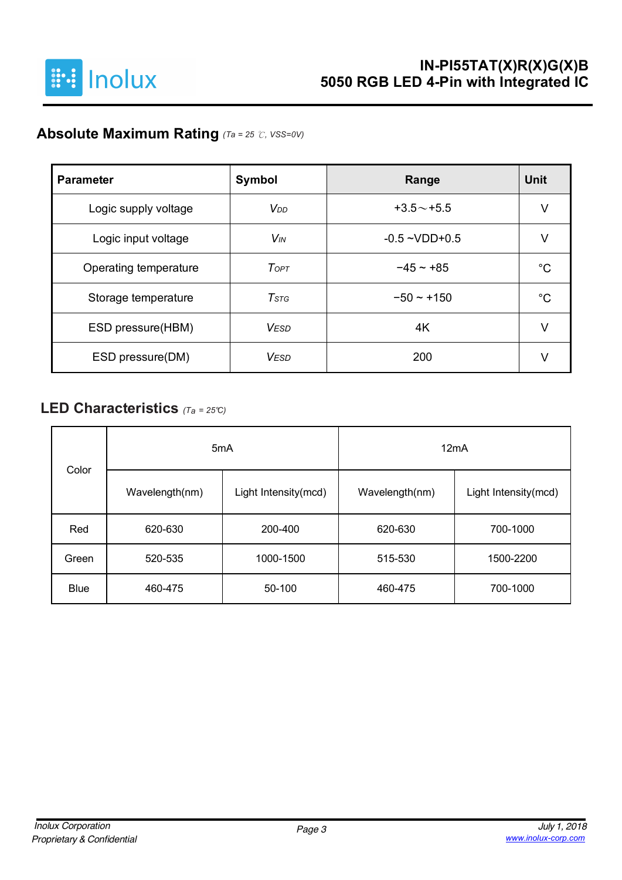## Absolute Maximum Rating *(Ta = 25 ℃, VSS=0V)*

| Parameter | Symbol | Range | Unit |
|---|---|---|---|
| Logic supply voltage | $V_{DD}$ | +3.5～+5.5 | V |
| Logic input voltage | $V_{IN}$ | -0.5 ~VDD+0.5 | V |
| Operating temperature | $T_{OPT}$ | −45 ~ +85 | °C |
| Storage temperature | $T_{STG}$ | −50 ~ +150 | °C |
| ESD pressure(HBM) | $V_{ESD}$ | 4K | V |
| ESD pressure(DM) | $V_{ESD}$ | 200 | V |

## LED Characteristics *(Ta = 25℃)*

| Color | 5mA | | 12mA | |
|---|---|---|---|---|
| | Wavelength(nm) | Light Intensity(mcd) | Wavelength(nm) | Light Intensity(mcd) |
| Red | 620-630 | 200-400 | 620-630 | 700-1000 |
| Green | 520-535 | 1000-1500 | 515-530 | 1500-2200 |
| Blue | 460-475 | 50-100 | 460-475 | 700-1000 |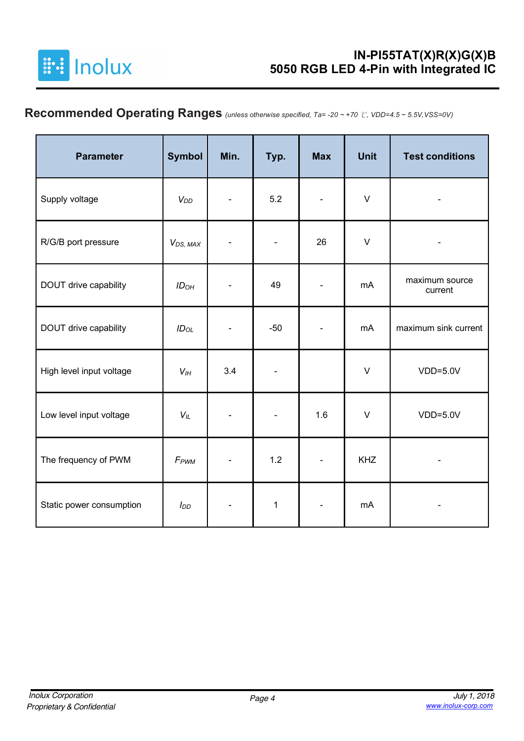## Recommended Operating Ranges *(unless otherwise specified, Ta= -20 ~ +70 ℃, VDD=4.5 ~ 5.5V,VSS=0V)*

| Parameter | Symbol | Min. | Typ. | Max | Unit | Test conditions |
|---|---|---|---|---|---|---|
| Supply voltage | $V_{DD}$ | - | 5.2 | - | V | - |
| R/G/B port pressure | $V_{DS,\ MAX}$ | - | - | 26 | V | - |
| DOUT drive capability | $ID_{OH}$ | - | 49 | - | mA | maximum source current |
| DOUT drive capability | $ID_{OL}$ | - | -50 | - | mA | maximum sink current |
| High level input voltage | $V_{IH}$ | 3.4 | - | | V | VDD=5.0V |
| Low level input voltage | $V_{IL}$ | - | - | 1.6 | V | VDD=5.0V |
| The frequency of PWM | $F_{PWM}$ | - | 1.2 | - | KHZ | - |
| Static power consumption | $I_{DD}$ | - | 1 | - | mA | - |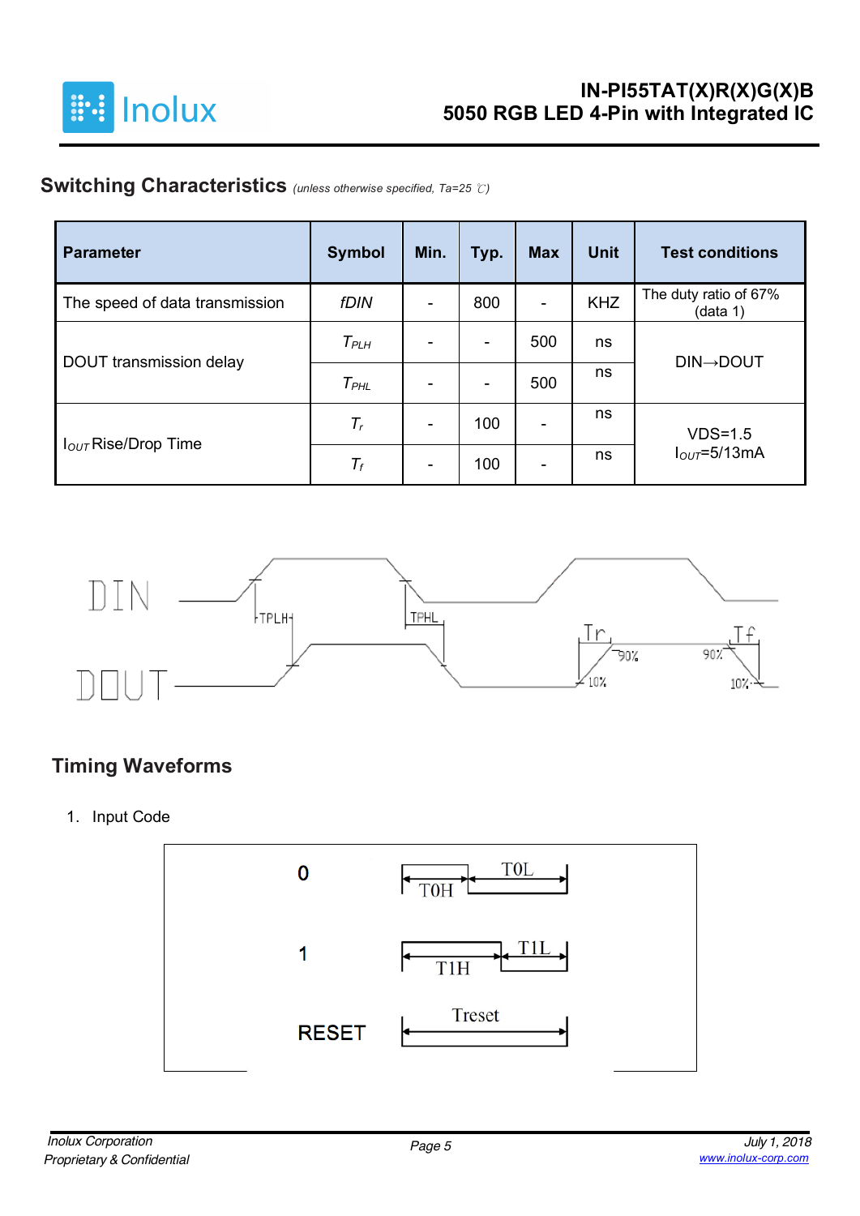## Switching Characteristics *(unless otherwise specified, Ta=25 ℃)*

| Parameter | Symbol | Min. | Typ. | Max | Unit | Test conditions |
|---|---|---|---|---|---|---|
| The speed of data transmission | fDIN | - | 800 | - | KHZ | The duty ratio of 67% (data 1) |
| DOUT transmission delay | $T_{PLH}$ | - | - | 500 | ns | DIN→DOUT |
| | $T_{PHL}$ | - | - | 500 | ns | |
| $I_{OUT}$ Rise/Drop Time | $T_r$ | - | 100 | - | ns | VDS=1.5 $I_{OUT}$=5/13mA |
| | $T_f$ | - | 100 | - | ns | |

## Timing Waveforms

1. Input Code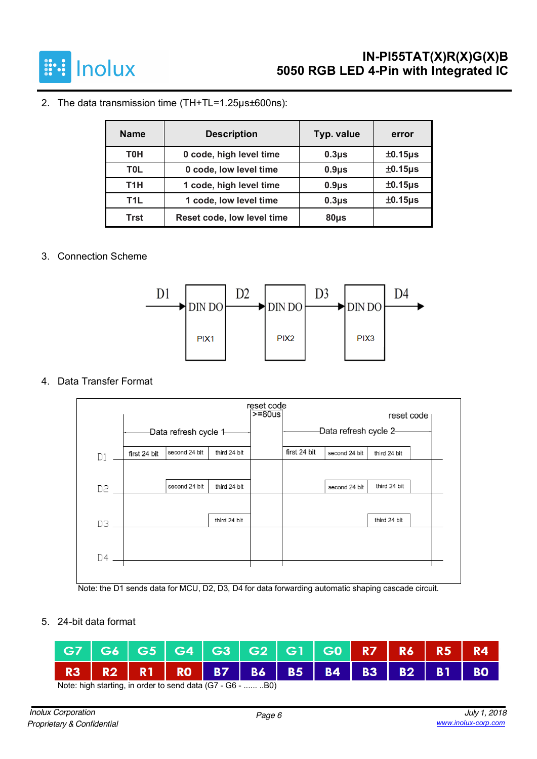2. The data transmission time (TH+TL=1.25µs±600ns):

| Name | Description | Typ. value | error |
|---|---|---|---|
| T0H | 0 code, high level time | 0.3µs | ±0.15µs |
| T0L | 0 code, low level time | 0.9µs | ±0.15µs |
| T1H | 1 code, high level time | 0.9µs | ±0.15µs |
| T1L | 1 code, low level time | 0.3µs | ±0.15µs |
| Trst | Reset code, low level time | 80µs | |

3. Connection Scheme

D1 → DIN DO (PIX1) → D2 → DIN DO (PIX2) → D3 → DIN DO (PIX3) → D4

4. Data Transfer Format

| | Data refresh cycle 1 | | | reset code >=80us | Data refresh cycle 2 | | | reset code |
|---|---|---|---|---|---|---|---|---|
| D1 | first 24 bit | second 24 bit | third 24 bit | | first 24 bit | second 24 bit | third 24 bit | |
| D2 | | second 24 bit | third 24 bit | | | second 24 bit | third 24 bit | |
| D3 | | | third 24 bit | | | | third 24 bit | |
| D4 | | | | | | | | |

Note: the D1 sends data for MCU, D2, D3, D4 for data forwarding automatic shaping cascade circuit.

5. 24-bit data format

| G7 | G6 | G5 | G4 | G3 | G2 | G1 | G0 | R7 | R6 | R5 | R4 |
|---|---|---|---|---|---|---|---|---|---|---|---|
| R3 | R2 | R1 | R0 | B7 | B6 | B5 | B4 | B3 | B2 | B1 | B0 |

Note: high starting, in order to send data (G7 - G6 - ...... ..B0)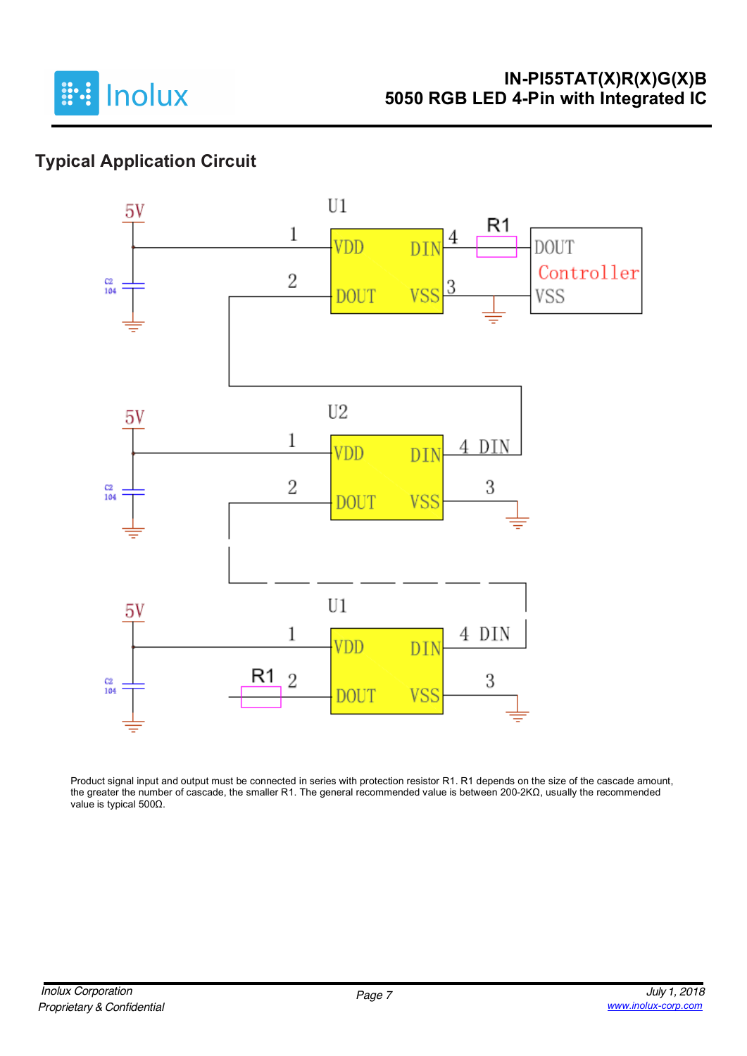## Typical Application Circuit

Product signal input and output must be connected in series with protection resistor R1. R1 depends on the size of the cascade amount, the greater the number of cascade, the smaller R1. The general recommended value is between 200-2KΩ, usually the recommended value is typical 500Ω.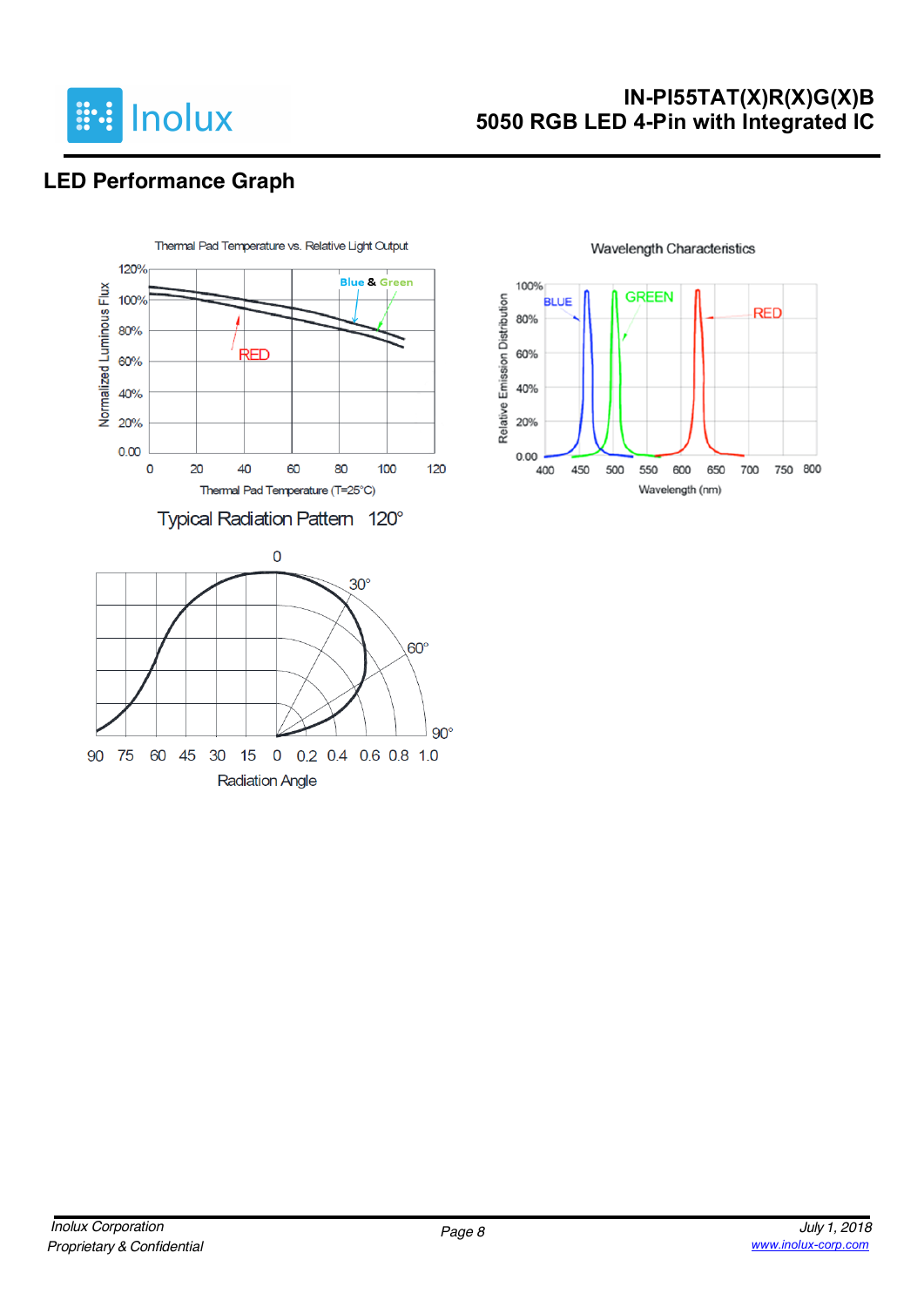## LED Performance Graph

Thermal Pad Temperature vs. Relative Light Output

Wavelength Characteristics

Typical Radiation Pattern 120°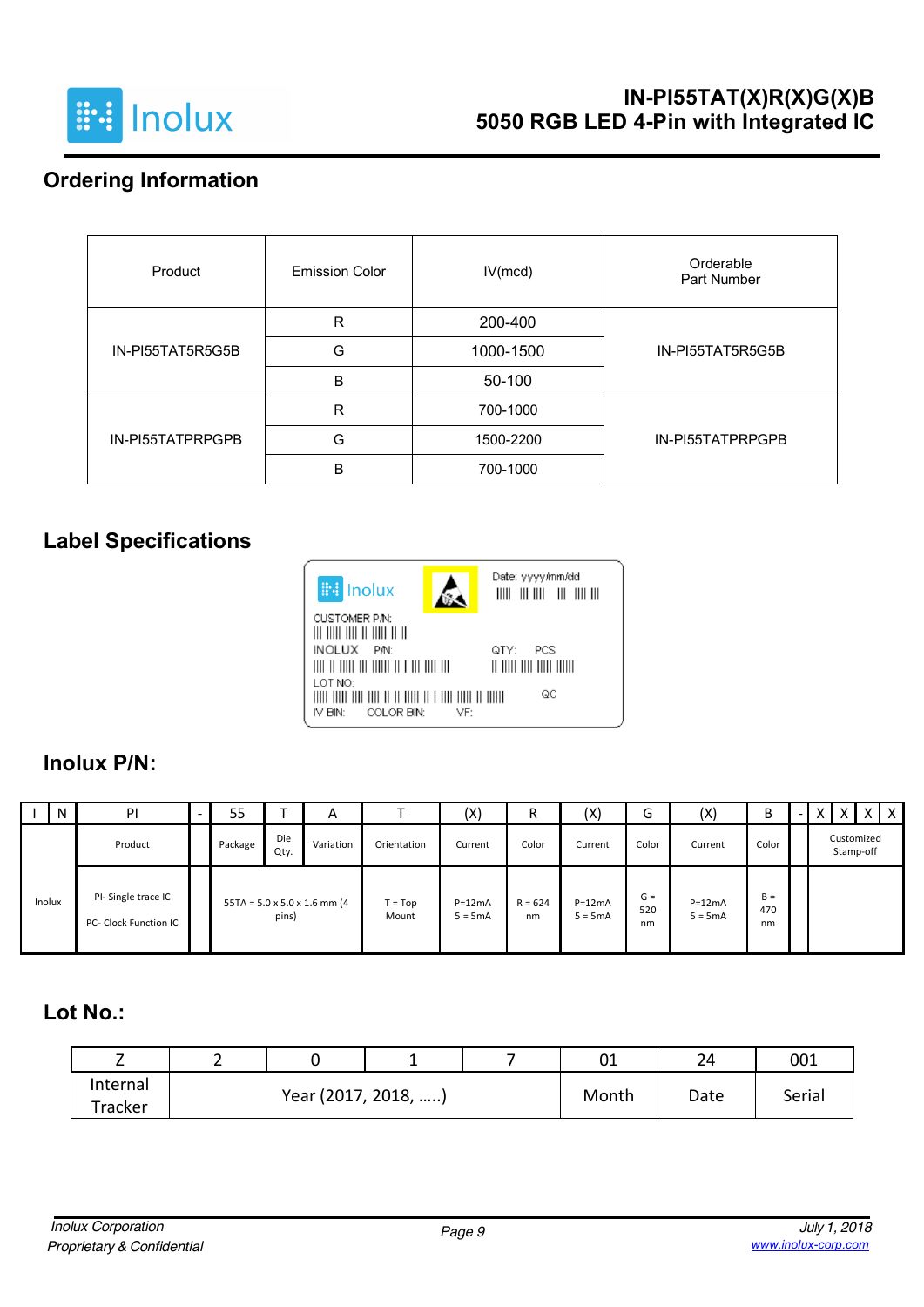## Ordering Information

| Product | Emission Color | IV(mcd) | Orderable Part Number |
|---|---|---|---|
| IN-PI55TAT5R5G5B | R | 200-400 | IN-PI55TAT5R5G5B |
| | G | 1000-1500 | |
| | B | 50-100 | |
| IN-PI55TATPRPGPB | R | 700-1000 | IN-PI55TATPRPGPB |
| | G | 1500-2200 | |
| | B | 700-1000 | |

## Label Specifications

Inolux

Date: yyyy/mm/dd

CUSTOMER P/N:

INOLUX P/N:

QTY: PCS

LOT NO:

QC

IV BIN: COLOR BIN: VF:

## Inolux P/N:

| I | N | PI | - | 55 | T | A | T | (X) | R | (X) | G | (X) | B | - | X | X | X | X |
|---|---|---|---|---|---|---|---|---|---|---|---|---|---|---|---|---|---|---|
| | | Product | | Package | Die Qty. | Variation | Orientation | Current | Color | Current | Color | Current | Color | | Customized Stamp-off | | | |
| Inolux | | PI- Single trace IC<br>PC- Clock Function IC | | 55TA = 5.0 x 5.0 x 1.6 mm (4 pins) | | | T = Top Mount | P=12mA<br>5 = 5mA | R = 624 nm | P=12mA<br>5 = 5mA | G = 520 nm | P=12mA<br>5 = 5mA | B = 470 nm | | | | | |

## Lot No.:

| Z | 2 | 0 | 1 | 7 | 01 | 24 | 001 |
|---|---|---|---|---|---|---|---|
| Internal Tracker | Year (2017, 2018, …..) | | | | Month | Date | Serial |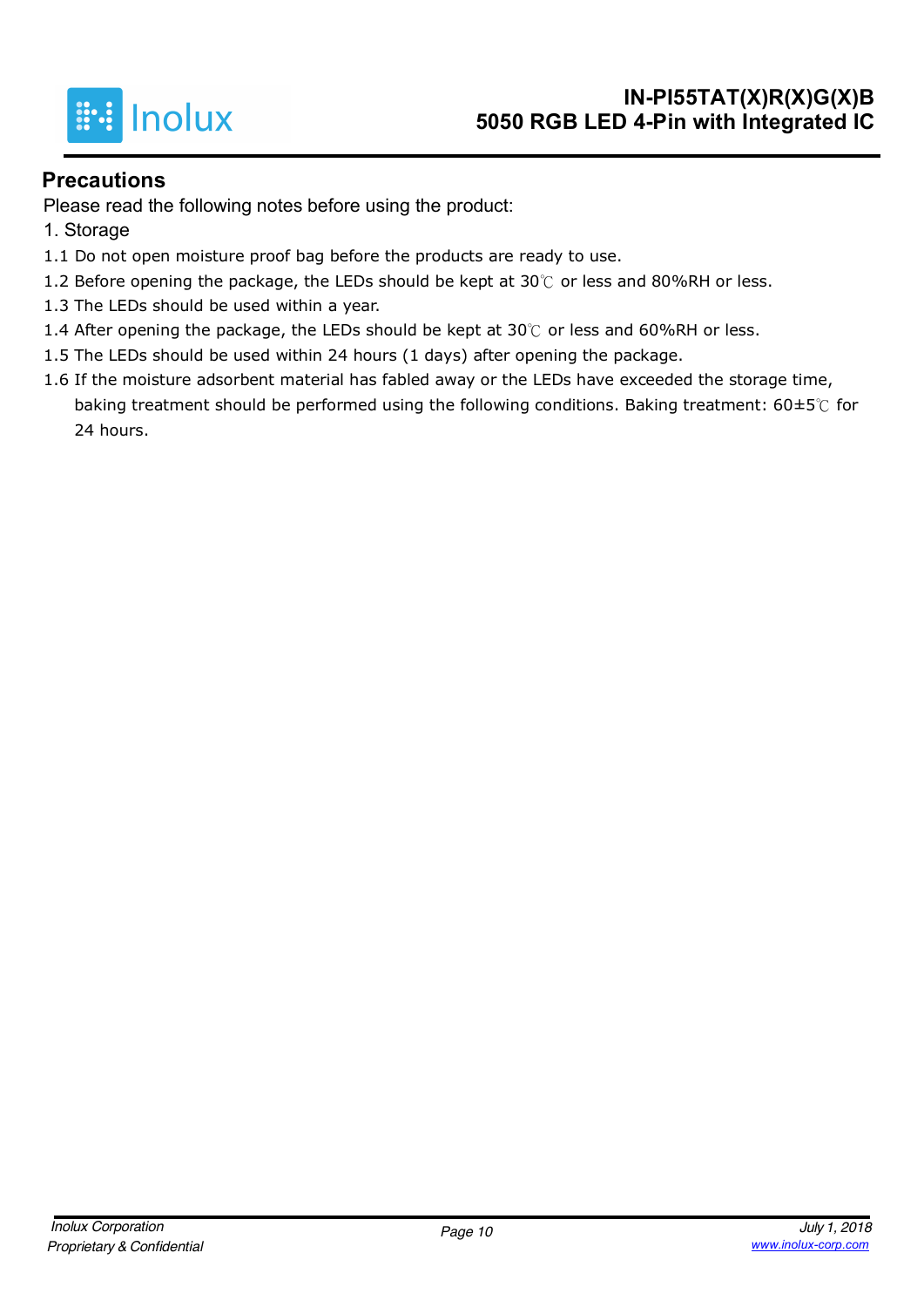## Precautions

Please read the following notes before using the product:

1. Storage

1.1 Do not open moisture proof bag before the products are ready to use.

1.2 Before opening the package, the LEDs should be kept at 30℃ or less and 80%RH or less.

1.3 The LEDs should be used within a year.

1.4 After opening the package, the LEDs should be kept at 30℃ or less and 60%RH or less.

1.5 The LEDs should be used within 24 hours (1 days) after opening the package.

1.6 If the moisture adsorbent material has fabled away or the LEDs have exceeded the storage time, baking treatment should be performed using the following conditions. Baking treatment: 60±5℃ for 24 hours.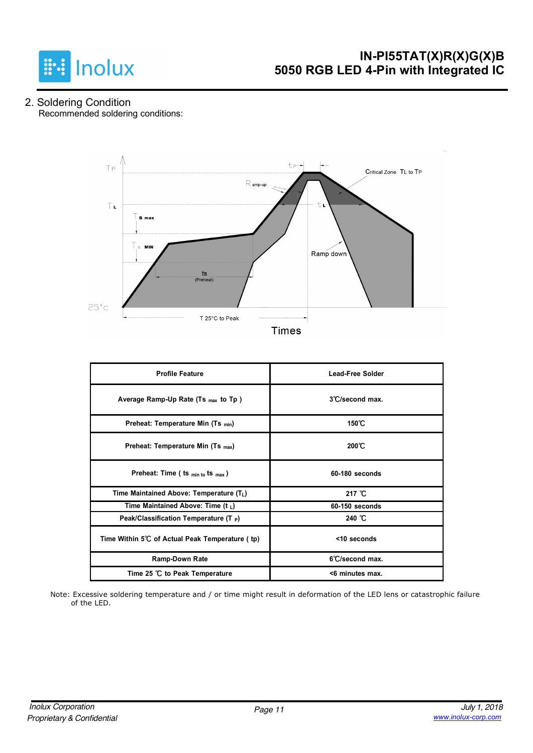## 2. Soldering Condition

Recommended soldering conditions:

| Profile Feature | Lead-Free Solder |
|---|---|
| Average Ramp-Up Rate ($Ts_{max}$ to Tp ) | 3℃/second max. |
| Preheat: Temperature Min ($Ts_{min}$) | 150℃ |
| Preheat: Temperature Min ($Ts_{max}$) | 200℃ |
| Preheat: Time ( $ts_{min\ to}$ $ts_{max}$ ) | 60-180 seconds |
| Time Maintained Above: Temperature ($T_L$) | 217 ℃ |
| Time Maintained Above: Time ($t_L$) | 60-150 seconds |
| Peak/Classification Temperature ($T_P$) | 240 ℃ |
| Time Within 5℃ of Actual Peak Temperature ( tp) | <10 seconds |
| Ramp-Down Rate | 6℃/second max. |
| Time 25 ℃ to Peak Temperature | <6 minutes max. |

Note: Excessive soldering temperature and / or time might result in deformation of the LED lens or catastrophic failure of the LED.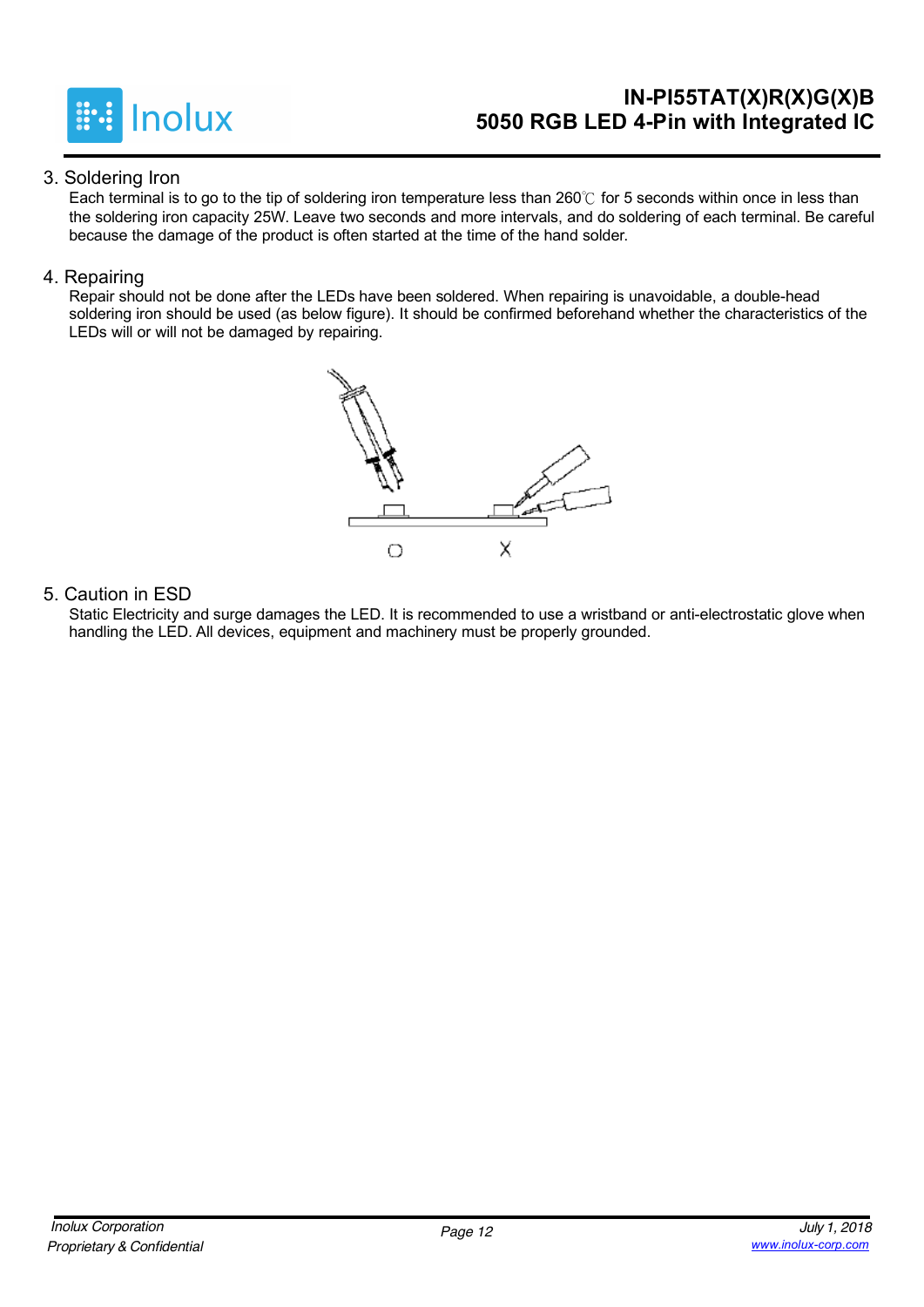## 3. Soldering Iron

Each terminal is to go to the tip of soldering iron temperature less than 260℃ for 5 seconds within once in less than the soldering iron capacity 25W. Leave two seconds and more intervals, and do soldering of each terminal. Be careful because the damage of the product is often started at the time of the hand solder.

## 4. Repairing

Repair should not be done after the LEDs have been soldered. When repairing is unavoidable, a double-head soldering iron should be used (as below figure). It should be confirmed beforehand whether the characteristics of the LEDs will or will not be damaged by repairing.

O X

## 5. Caution in ESD

Static Electricity and surge damages the LED. It is recommended to use a wristband or anti-electrostatic glove when handling the LED. All devices, equipment and machinery must be properly grounded.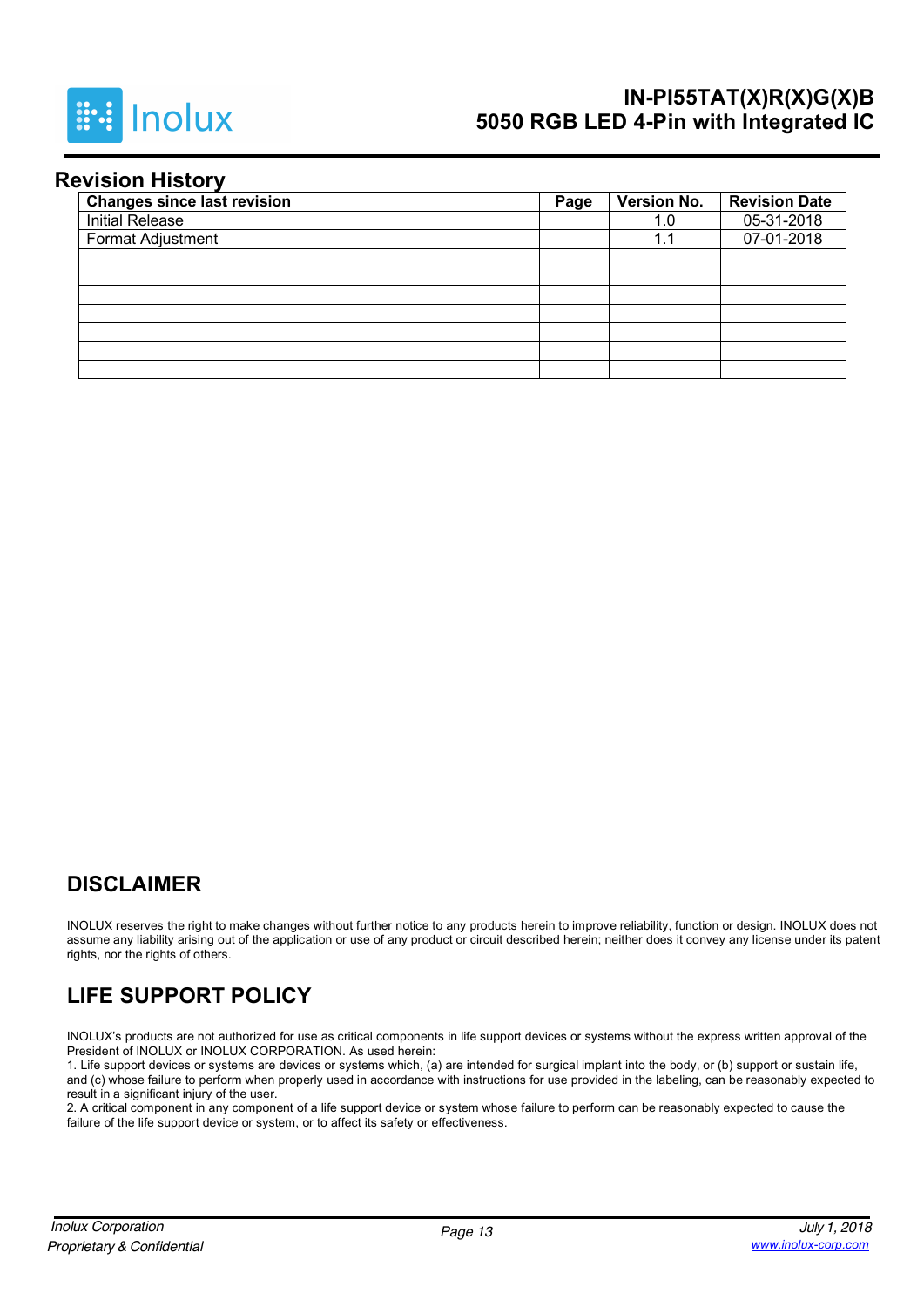## Revision History

| Changes since last revision | Page | Version No. | Revision Date |
|---|---|---|---|
| Initial Release | | 1.0 | 05-31-2018 |
| Format Adjustment | | 1.1 | 07-01-2018 |
| | | | |
| | | | |
| | | | |
| | | | |
| | | | |
| | | | |
| | | | |

## DISCLAIMER

INOLUX reserves the right to make changes without further notice to any products herein to improve reliability, function or design. INOLUX does not assume any liability arising out of the application or use of any product or circuit described herein; neither does it convey any license under its patent rights, nor the rights of others.

## LIFE SUPPORT POLICY

INOLUX's products are not authorized for use as critical components in life support devices or systems without the express written approval of the President of INOLUX or INOLUX CORPORATION. As used herein:

1. Life support devices or systems are devices or systems which, (a) are intended for surgical implant into the body, or (b) support or sustain life, and (c) whose failure to perform when properly used in accordance with instructions for use provided in the labeling, can be reasonably expected to result in a significant injury of the user.
2. A critical component in any component of a life support device or system whose failure to perform can be reasonably expected to cause the failure of the life support device or system, or to affect its safety or effectiveness.